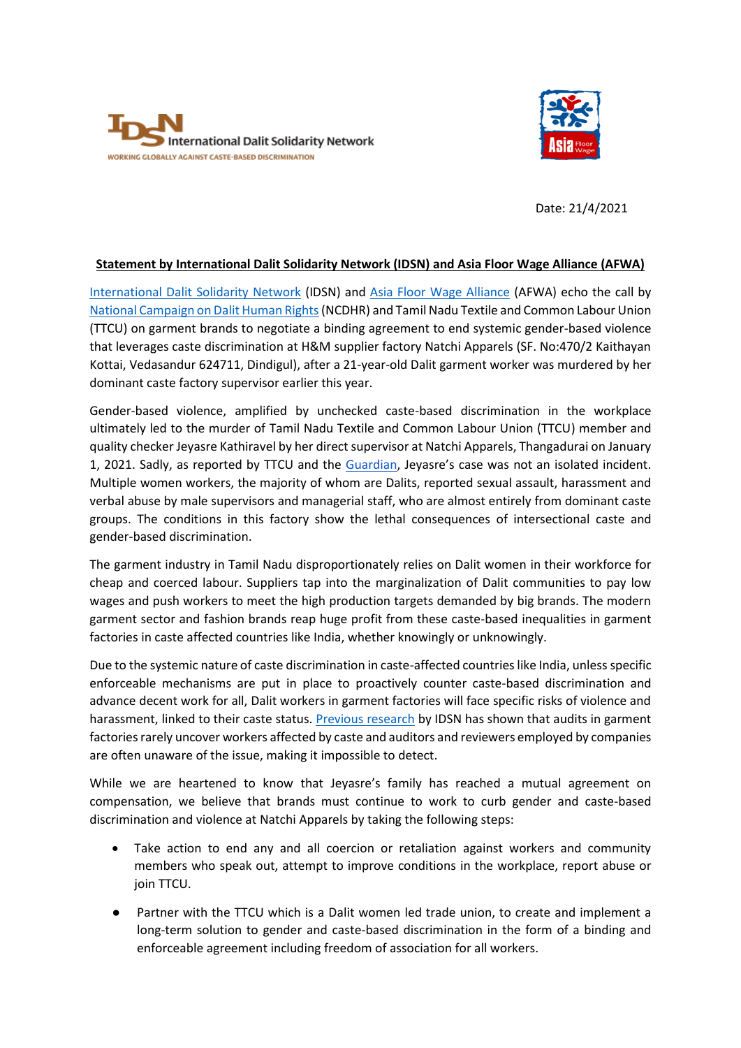International Dalit Solidarity Network

WORKING GLOBALLY AGAINST CASTE-BASED DISCRIMINATION

Asia Floor Wage

Date: 21/4/2021

**Statement by International Dalit Solidarity Network (IDSN) and Asia Floor Wage Alliance (AFWA)**

International Dalit Solidarity Network (IDSN) and Asia Floor Wage Alliance (AFWA) echo the call by National Campaign on Dalit Human Rights (NCDHR) and Tamil Nadu Textile and Common Labour Union (TTCU) on garment brands to negotiate a binding agreement to end systemic gender-based violence that leverages caste discrimination at H&M supplier factory Natchi Apparels (SF. No:470/2 Kaithayan Kottai, Vedasandur 624711, Dindigul), after a 21-year-old Dalit garment worker was murdered by her dominant caste factory supervisor earlier this year.

Gender-based violence, amplified by unchecked caste-based discrimination in the workplace ultimately led to the murder of Tamil Nadu Textile and Common Labour Union (TTCU) member and quality checker Jeyasre Kathiravel by her direct supervisor at Natchi Apparels, Thangadurai on January 1, 2021. Sadly, as reported by TTCU and the Guardian, Jeyasre's case was not an isolated incident. Multiple women workers, the majority of whom are Dalits, reported sexual assault, harassment and verbal abuse by male supervisors and managerial staff, who are almost entirely from dominant caste groups. The conditions in this factory show the lethal consequences of intersectional caste and gender-based discrimination.

The garment industry in Tamil Nadu disproportionately relies on Dalit women in their workforce for cheap and coerced labour. Suppliers tap into the marginalization of Dalit communities to pay low wages and push workers to meet the high production targets demanded by big brands. The modern garment sector and fashion brands reap huge profit from these caste-based inequalities in garment factories in caste affected countries like India, whether knowingly or unknowingly.

Due to the systemic nature of caste discrimination in caste-affected countries like India, unless specific enforceable mechanisms are put in place to proactively counter caste-based discrimination and advance decent work for all, Dalit workers in garment factories will face specific risks of violence and harassment, linked to their caste status. Previous research by IDSN has shown that audits in garment factories rarely uncover workers affected by caste and auditors and reviewers employed by companies are often unaware of the issue, making it impossible to detect.

While we are heartened to know that Jeyasre's family has reached a mutual agreement on compensation, we believe that brands must continue to work to curb gender and caste-based discrimination and violence at Natchi Apparels by taking the following steps:

- Take action to end any and all coercion or retaliation against workers and community members who speak out, attempt to improve conditions in the workplace, report abuse or join TTCU.
- Partner with the TTCU which is a Dalit women led trade union, to create and implement a long-term solution to gender and caste-based discrimination in the form of a binding and enforceable agreement including freedom of association for all workers.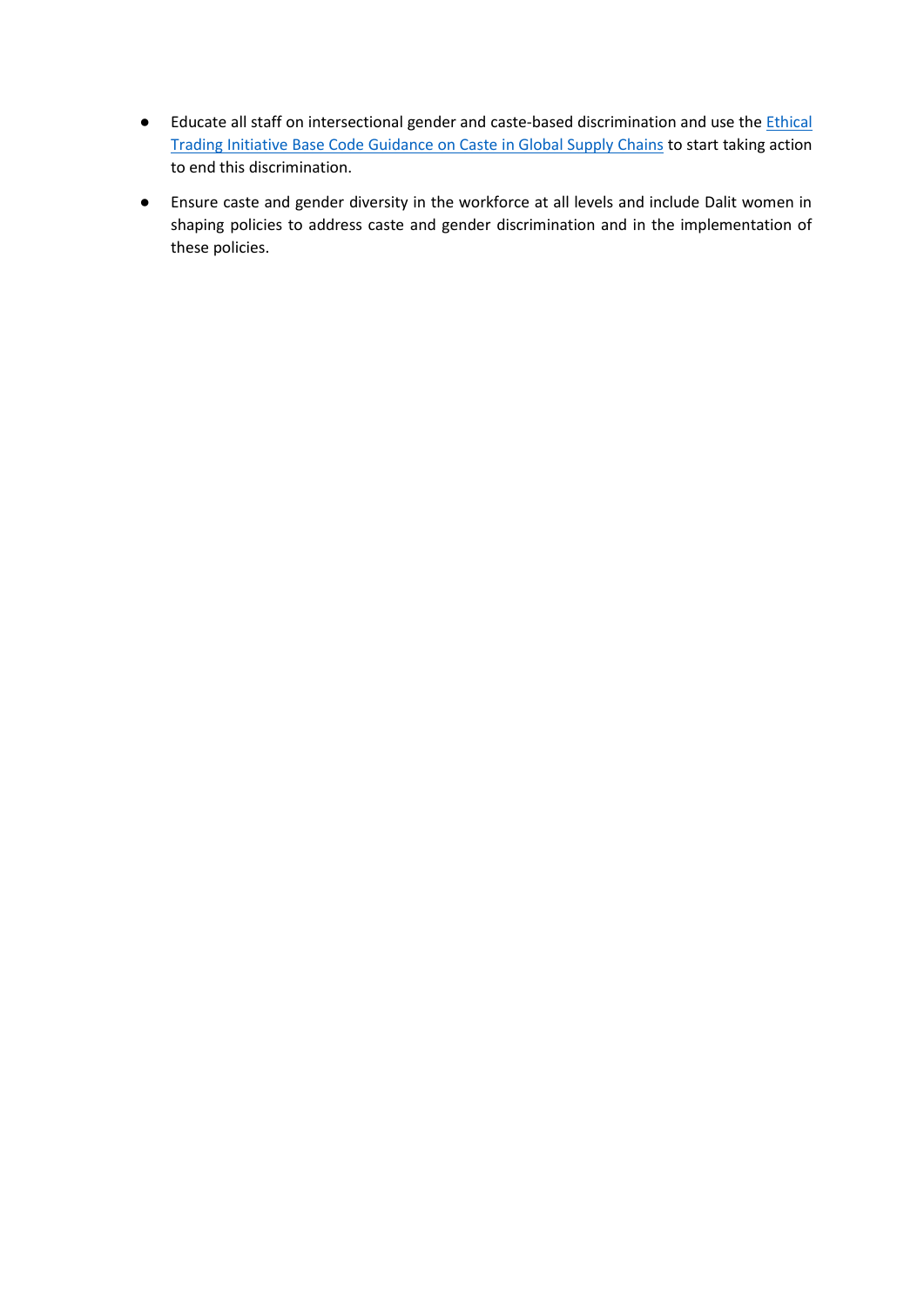- Educate all staff on intersectional gender and caste-based discrimination and use the Ethical Trading Initiative Base Code Guidance on Caste in Global Supply Chains to start taking action to end this discrimination.
- Ensure caste and gender diversity in the workforce at all levels and include Dalit women in shaping policies to address caste and gender discrimination and in the implementation of these policies.